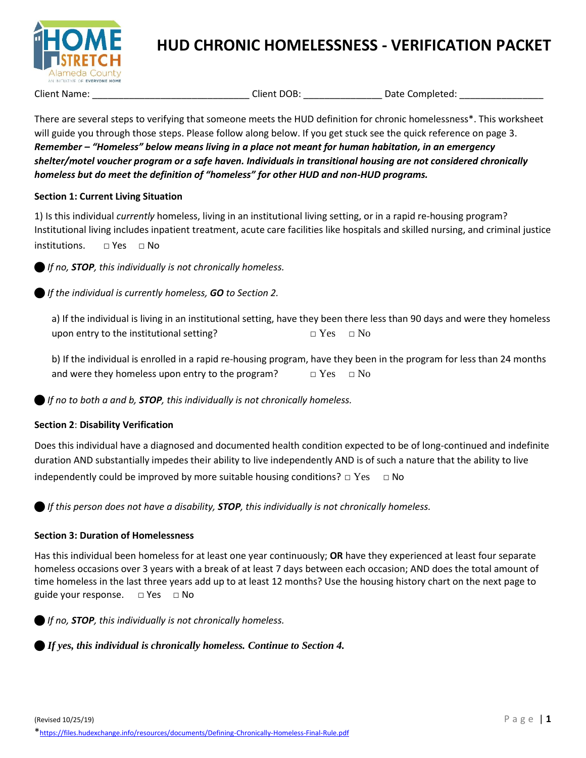# HUD CHRONIC HOMELESSNESS - VERIFICATION PACKET

Client Name: ______________________________ Client DOB: _______________ Date Completed: ________________

There are several steps to verifying that someone meets the HUD definition for chronic homelessness*. This worksheet will guide you through those steps. Please follow along below. If you get stuck see the quick reference on page 3. ***Remember – "Homeless" below means living in a place not meant for human habitation, in an emergency shelter/motel voucher program or a safe haven. Individuals in transitional housing are not considered chronically homeless but do meet the definition of "homeless" for other HUD and non-HUD programs.***

**Section 1: Current Living Situation**

1) Is this individual *currently* homeless, living in an institutional living setting, or in a rapid re-housing program? Institutional living includes inpatient treatment, acute care facilities like hospitals and skilled nursing, and criminal justice institutions. □ Yes □ No

- *If no, **STOP**, this individually is not chronically homeless.*
- *If the individual is currently homeless, **GO** to Section 2.*

a) If the individual is living in an institutional setting, have they been there less than 90 days and were they homeless upon entry to the institutional setting? □ Yes □ No

b) If the individual is enrolled in a rapid re-housing program, have they been in the program for less than 24 months and were they homeless upon entry to the program? □ Yes □ No

- *If no to both a and b, **STOP**, this individually is not chronically homeless.*

**Section 2**: **Disability Verification**

Does this individual have a diagnosed and documented health condition expected to be of long-continued and indefinite duration AND substantially impedes their ability to live independently AND is of such a nature that the ability to live independently could be improved by more suitable housing conditions? □ Yes □ No

- *If this person does not have a disability, **STOP**, this individually is not chronically homeless.*

**Section 3: Duration of Homelessness**

Has this individual been homeless for at least one year continuously; **OR** have they experienced at least four separate homeless occasions over 3 years with a break of at least 7 days between each occasion; AND does the total amount of time homeless in the last three years add up to at least 12 months? Use the housing history chart on the next page to guide your response. □ Yes □ No

- *If no, **STOP**, this individually is not chronically homeless.*
- ***If yes, this individual is chronically homeless. Continue to Section 4.***

(Revised 10/25/19)

*https://files.hudexchange.info/resources/documents/Defining-Chronically-Homeless-Final-Rule.pdf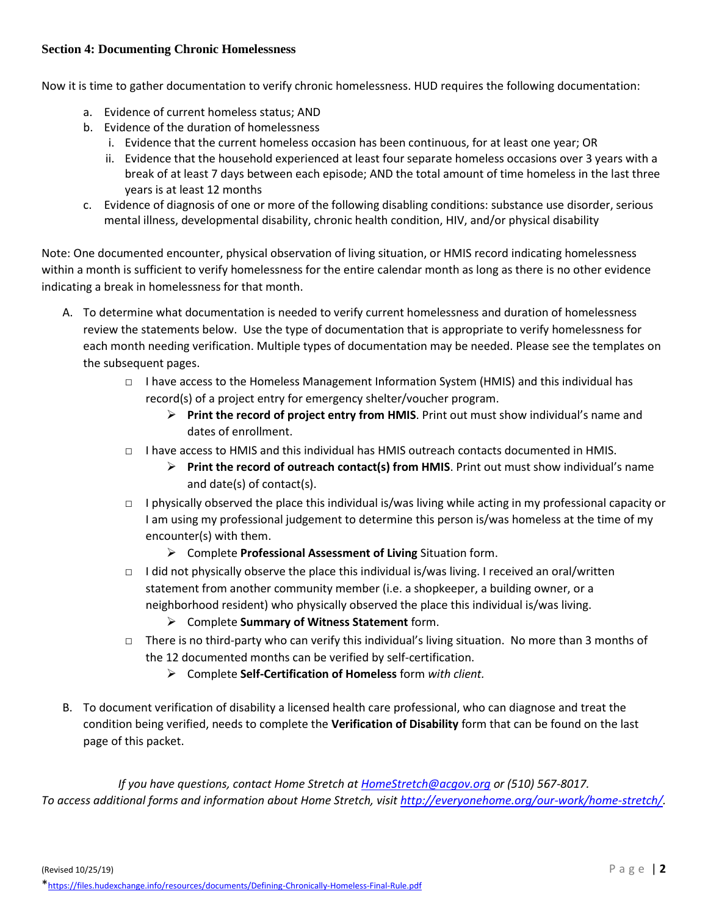### Section 4: Documenting Chronic Homelessness

Now it is time to gather documentation to verify chronic homelessness. HUD requires the following documentation:

a. Evidence of current homeless status; AND
b. Evidence of the duration of homelessness
   i. Evidence that the current homeless occasion has been continuous, for at least one year; OR
   ii. Evidence that the household experienced at least four separate homeless occasions over 3 years with a break of at least 7 days between each episode; AND the total amount of time homeless in the last three years is at least 12 months
c. Evidence of diagnosis of one or more of the following disabling conditions: substance use disorder, serious mental illness, developmental disability, chronic health condition, HIV, and/or physical disability

Note: One documented encounter, physical observation of living situation, or HMIS record indicating homelessness within a month is sufficient to verify homelessness for the entire calendar month as long as there is no other evidence indicating a break in homelessness for that month.

A. To determine what documentation is needed to verify current homelessness and duration of homelessness review the statements below. Use the type of documentation that is appropriate to verify homelessness for each month needing verification. Multiple types of documentation may be needed. Please see the templates on the subsequent pages.
   - ☐ I have access to the Homeless Management Information System (HMIS) and this individual has record(s) of a project entry for emergency shelter/voucher program.
     - **Print the record of project entry from HMIS**. Print out must show individual's name and dates of enrollment.
   - ☐ I have access to HMIS and this individual has HMIS outreach contacts documented in HMIS.
     - **Print the record of outreach contact(s) from HMIS**. Print out must show individual's name and date(s) of contact(s).
   - ☐ I physically observed the place this individual is/was living while acting in my professional capacity or I am using my professional judgement to determine this person is/was homeless at the time of my encounter(s) with them.
     - Complete **Professional Assessment of Living** Situation form.
   - ☐ I did not physically observe the place this individual is/was living. I received an oral/written statement from another community member (i.e. a shopkeeper, a building owner, or a neighborhood resident) who physically observed the place this individual is/was living.
     - Complete **Summary of Witness Statement** form.
   - ☐ There is no third-party who can verify this individual's living situation. No more than 3 months of the 12 documented months can be verified by self-certification.
     - Complete **Self-Certification of Homeless** form *with client.*

B. To document verification of disability a licensed health care professional, who can diagnose and treat the condition being verified, needs to complete the **Verification of Disability** form that can be found on the last page of this packet.

*If you have questions, contact Home Stretch at [HomeStretch@acgov.org](mailto:HomeStretch@acgov.org) or (510) 567-8017.*
*To access additional forms and information about Home Stretch, visit [http://everyonehome.org/our-work/home-stretch/](http://everyonehome.org/our-work/home-stretch/).*

(Revised 10/25/19)

*https://files.hudexchange.info/resources/documents/Defining-Chronically-Homeless-Final-Rule.pdf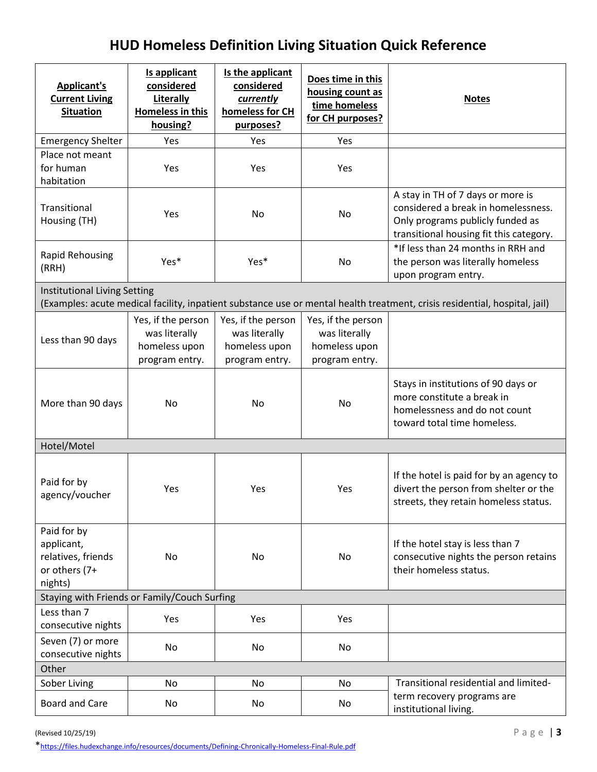# HUD Homeless Definition Living Situation Quick Reference

| **Applicant's Current Living Situation** | **Is applicant considered Literally Homeless in this housing?** | **Is the applicant considered *currently* homeless for CH purposes?** | **Does time in this housing count as time homeless for CH purposes?** | **Notes** |
|---|---|---|---|---|
| Emergency Shelter | Yes | Yes | Yes | |
| Place not meant for human habitation | Yes | Yes | Yes | |
| Transitional Housing (TH) | Yes | No | No | A stay in TH of 7 days or more is considered a break in homelessness. Only programs publicly funded as transitional housing fit this category. |
| Rapid Rehousing (RRH) | Yes* | Yes* | No | *If less than 24 months in RRH and the person was literally homeless upon program entry. |
| Institutional Living Setting (Examples: acute medical facility, inpatient substance use or mental health treatment, crisis residential, hospital, jail) | | | | |
| Less than 90 days | Yes, if the person was literally homeless upon program entry. | Yes, if the person was literally homeless upon program entry. | Yes, if the person was literally homeless upon program entry. | |
| More than 90 days | No | No | No | Stays in institutions of 90 days or more constitute a break in homelessness and do not count toward total time homeless. |
| Hotel/Motel | | | | |
| Paid for by agency/voucher | Yes | Yes | Yes | If the hotel is paid for by an agency to divert the person from shelter or the streets, they retain homeless status. |
| Paid for by applicant, relatives, friends or others (7+ nights) | No | No | No | If the hotel stay is less than 7 consecutive nights the person retains their homeless status. |
| Staying with Friends or Family/Couch Surfing | | | | |
| Less than 7 consecutive nights | Yes | Yes | Yes | |
| Seven (7) or more consecutive nights | No | No | No | |
| Other | | | | |
| Sober Living | No | No | No | Transitional residential and limited-term recovery programs are institutional living. |
| Board and Care | No | No | No | |

(Revised 10/25/19)

*https://files.hudexchange.info/resources/documents/Defining-Chronically-Homeless-Final-Rule.pdf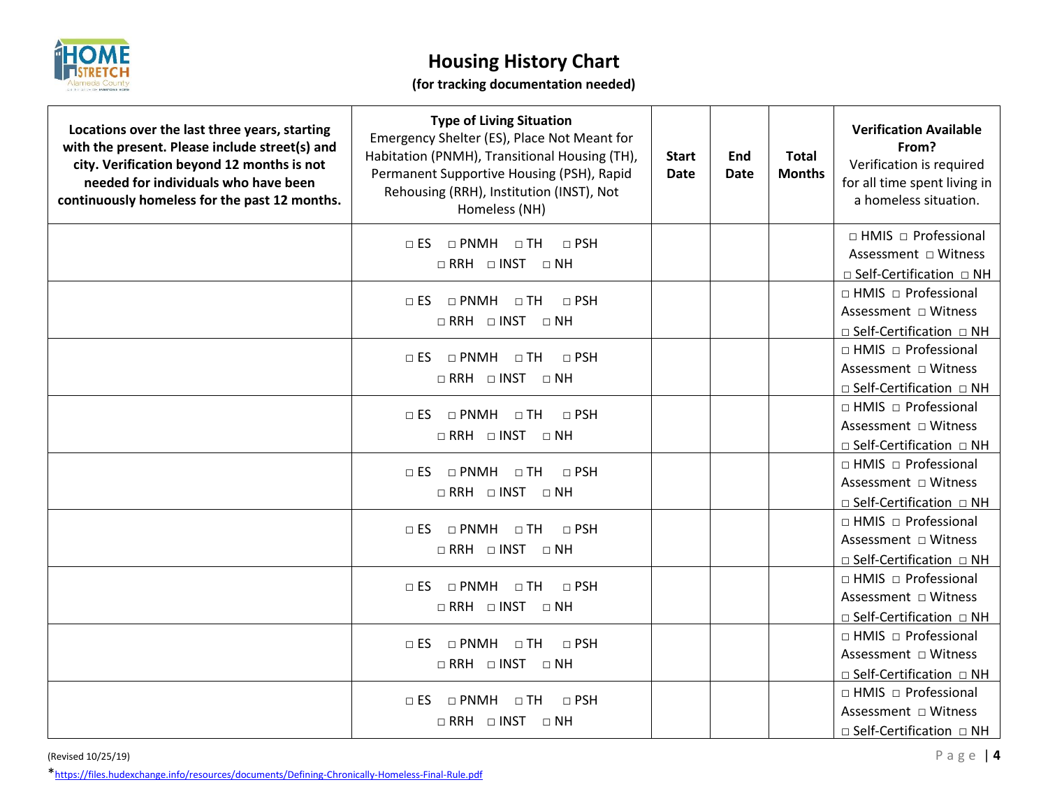# Housing History Chart

**(for tracking documentation needed)**

| **Locations over the last three years, starting with the present. Please include street(s) and city. Verification beyond 12 months is not needed for individuals who have been continuously homeless for the past 12 months.** | **Type of Living Situation** Emergency Shelter (ES), Place Not Meant for Habitation (PNMH), Transitional Housing (TH), Permanent Supportive Housing (PSH), Rapid Rehousing (RRH), Institution (INST), Not Homeless (NH) | **Start Date** | **End Date** | **Total Months** | **Verification Available From?** Verification is required for all time spent living in a homeless situation. |
|---|---|---|---|---|---|
| | □ ES □ PNMH □ TH □ PSH □ RRH □ INST □ NH | | | | □ HMIS □ Professional Assessment □ Witness □ Self-Certification □ NH |
| | □ ES □ PNMH □ TH □ PSH □ RRH □ INST □ NH | | | | □ HMIS □ Professional Assessment □ Witness □ Self-Certification □ NH |
| | □ ES □ PNMH □ TH □ PSH □ RRH □ INST □ NH | | | | □ HMIS □ Professional Assessment □ Witness □ Self-Certification □ NH |
| | □ ES □ PNMH □ TH □ PSH □ RRH □ INST □ NH | | | | □ HMIS □ Professional Assessment □ Witness □ Self-Certification □ NH |
| | □ ES □ PNMH □ TH □ PSH □ RRH □ INST □ NH | | | | □ HMIS □ Professional Assessment □ Witness □ Self-Certification □ NH |
| | □ ES □ PNMH □ TH □ PSH □ RRH □ INST □ NH | | | | □ HMIS □ Professional Assessment □ Witness □ Self-Certification □ NH |
| | □ ES □ PNMH □ TH □ PSH □ RRH □ INST □ NH | | | | □ HMIS □ Professional Assessment □ Witness □ Self-Certification □ NH |
| | □ ES □ PNMH □ TH □ PSH □ RRH □ INST □ NH | | | | □ HMIS □ Professional Assessment □ Witness □ Self-Certification □ NH |
| | □ ES □ PNMH □ TH □ PSH □ RRH □ INST □ NH | | | | □ HMIS □ Professional Assessment □ Witness □ Self-Certification □ NH |

(Revised 10/25/19)

*https://files.hudexchange.info/resources/documents/Defining-Chronically-Homeless-Final-Rule.pdf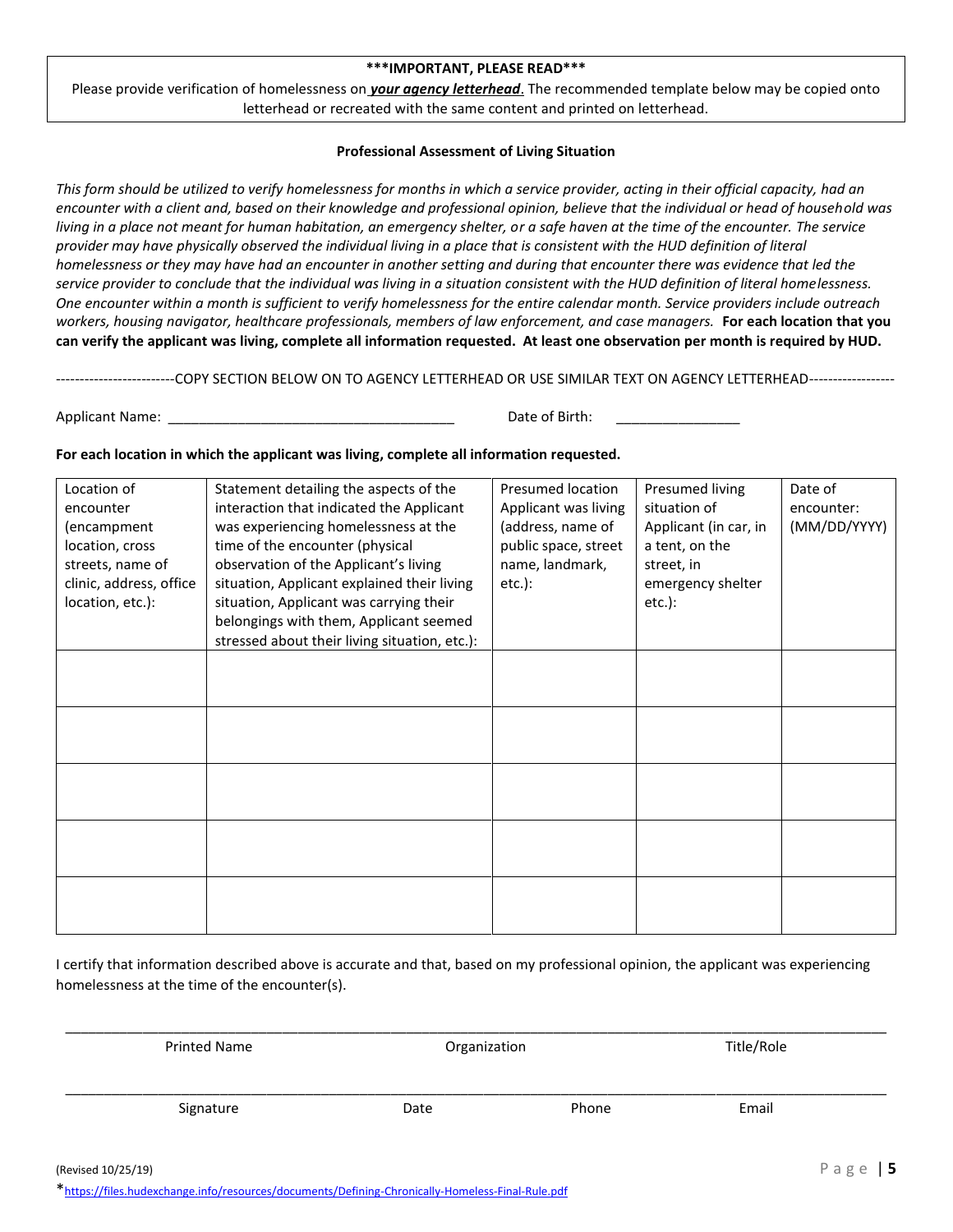**\*\*\*IMPORTANT, PLEASE READ\*\*\***

Please provide verification of homelessness on ***your agency letterhead***. The recommended template below may be copied onto letterhead or recreated with the same content and printed on letterhead.

### Professional Assessment of Living Situation

*This form should be utilized to verify homelessness for months in which a service provider, acting in their official capacity, had an encounter with a client and, based on their knowledge and professional opinion, believe that the individual or head of household was living in a place not meant for human habitation, an emergency shelter, or a safe haven at the time of the encounter. The service provider may have physically observed the individual living in a place that is consistent with the HUD definition of literal homelessness or they may have had an encounter in another setting and during that encounter there was evidence that led the service provider to conclude that the individual was living in a situation consistent with the HUD definition of literal homelessness. One encounter within a month is sufficient to verify homelessness for the entire calendar month. Service providers include outreach workers, housing navigator, healthcare professionals, members of law enforcement, and case managers.* **For each location that you can verify the applicant was living, complete all information requested. At least one observation per month is required by HUD.**

-------------------------COPY SECTION BELOW ON TO AGENCY LETTERHEAD OR USE SIMILAR TEXT ON AGENCY LETTERHEAD------------------

Applicant Name: ____________________________________ Date of Birth: ________________

**For each location in which the applicant was living, complete all information requested.**

| Location of encounter (encampment location, cross streets, name of clinic, address, office location, etc.): | Statement detailing the aspects of the interaction that indicated the Applicant was experiencing homelessness at the time of the encounter (physical observation of the Applicant's living situation, Applicant explained their living situation, Applicant was carrying their belongings with them, Applicant seemed stressed about their living situation, etc.): | Presumed location Applicant was living (address, name of public space, street name, landmark, etc.): | Presumed living situation of Applicant (in car, in a tent, on the street, in emergency shelter etc.): | Date of encounter: (MM/DD/YYYY) |
|---|---|---|---|---|
| | | | | |
| | | | | |
| | | | | |
| | | | | |
| | | | | |

I certify that information described above is accurate and that, based on my professional opinion, the applicant was experiencing homelessness at the time of the encounter(s).

_____________________________________________________________________________________

Printed Name Organization Title/Role

_____________________________________________________________________________________

Signature Date Phone Email

(Revised 10/25/19)

*https://files.hudexchange.info/resources/documents/Defining-Chronically-Homeless-Final-Rule.pdf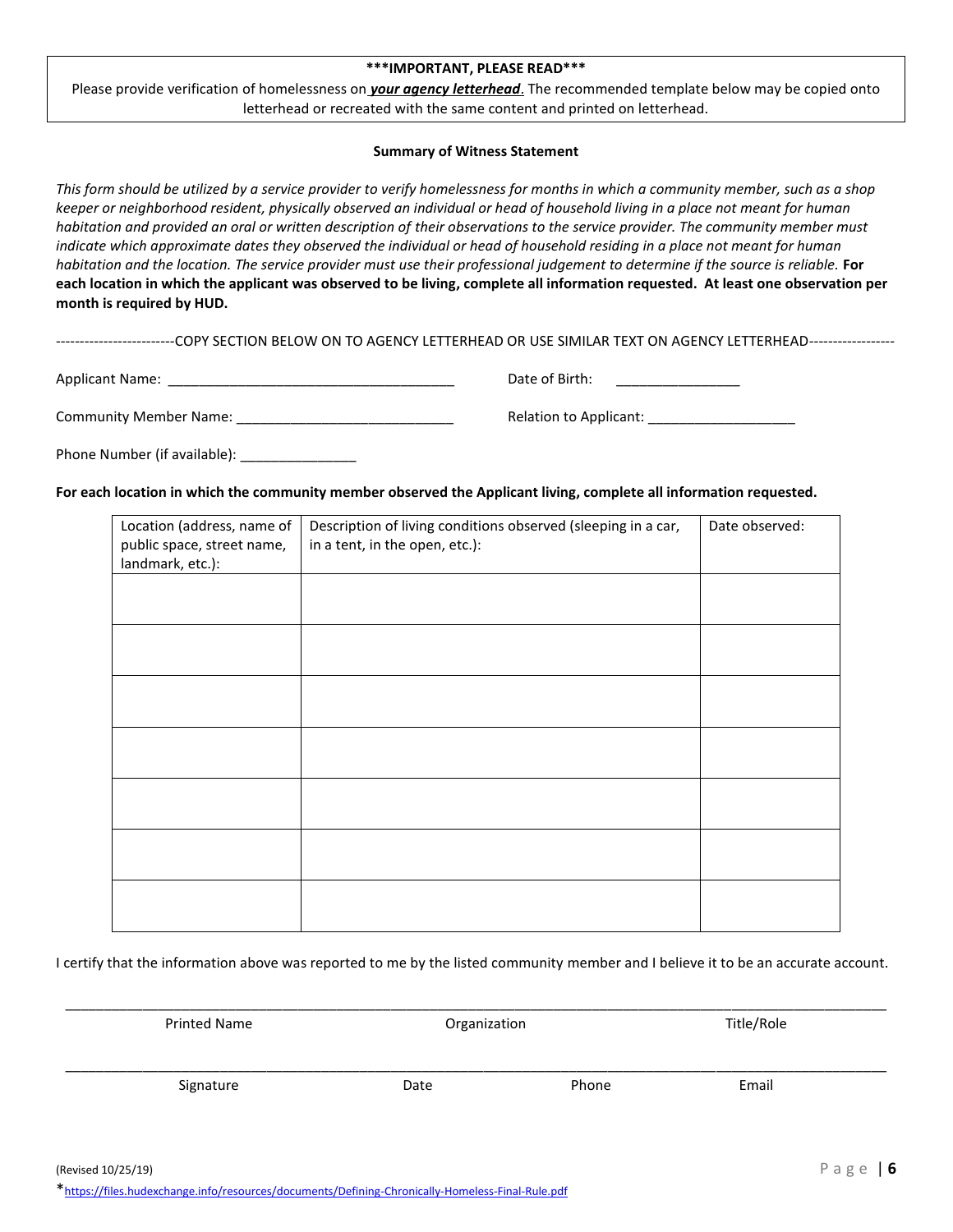**\*\*\*IMPORTANT, PLEASE READ\*\*\***

Please provide verification of homelessness on ***your agency letterhead***. The recommended template below may be copied onto letterhead or recreated with the same content and printed on letterhead.

**Summary of Witness Statement**

*This form should be utilized by a service provider to verify homelessness for months in which a community member, such as a shop keeper or neighborhood resident, physically observed an individual or head of household living in a place not meant for human habitation and provided an oral or written description of their observations to the service provider. The community member must indicate which approximate dates they observed the individual or head of household residing in a place not meant for human habitation and the location. The service provider must use their professional judgement to determine if the source is reliable.* **For each location in which the applicant was observed to be living, complete all information requested. At least one observation per month is required by HUD.**

-------------------------COPY SECTION BELOW ON TO AGENCY LETTERHEAD OR USE SIMILAR TEXT ON AGENCY LETTERHEAD------------------

Applicant Name: _____________________________________ Date of Birth: ________________

Community Member Name: ___________________________ Relation to Applicant: ___________________

Phone Number (if available): _______________

**For each location in which the community member observed the Applicant living, complete all information requested.**

| Location (address, name of public space, street name, landmark, etc.): | Description of living conditions observed (sleeping in a car, in a tent, in the open, etc.): | Date observed: |
|---|---|---|
| | | |
| | | |
| | | |
| | | |
| | | |
| | | |
| | | |

I certify that the information above was reported to me by the listed community member and I believe it to be an accurate account.

_____________________________________________________________________________________

Printed Name | Organization | Title/Role

_____________________________________________________________________________________

Signature | Date | Phone | Email

(Revised 10/25/19)

*https://files.hudexchange.info/resources/documents/Defining-Chronically-Homeless-Final-Rule.pdf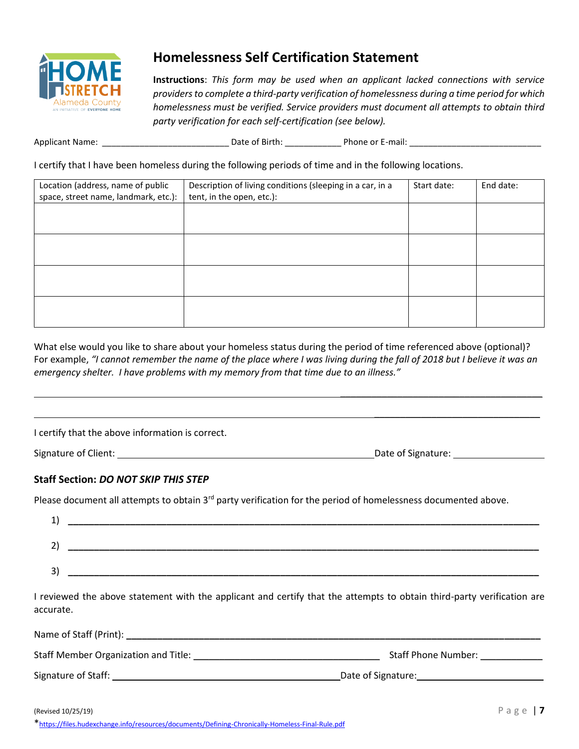# Homelessness Self Certification Statement

**Instructions**: *This form may be used when an applicant lacked connections with service providers to complete a third-party verification of homelessness during a time period for which homelessness must be verified. Service providers must document all attempts to obtain third party verification for each self-certification (see below).*

Applicant Name: __________________________ Date of Birth: ____________ Phone or E-mail: ___________________________

I certify that I have been homeless during the following periods of time and in the following locations.

| Location (address, name of public space, street name, landmark, etc.): | Description of living conditions (sleeping in a car, in a tent, in the open, etc.): | Start date: | End date: |
|---|---|---|---|
| | | | |
| | | | |
| | | | |
| | | | |

What else would you like to share about your homeless status during the period of time referenced above (optional)? For example, *"I cannot remember the name of the place where I was living during the fall of 2018 but I believe it was an emergency shelter. I have problems with my memory from that time due to an illness."*

______________________________________________________________________________

______________________________________________________________________________

I certify that the above information is correct.

Signature of Client: ____________________________________________ Date of Signature: ________________

### Staff Section: *DO NOT SKIP THIS STEP*

Please document all attempts to obtain 3rd party verification for the period of homelessness documented above.

1) ______________________________________________________________________________

2) ______________________________________________________________________________

3) ______________________________________________________________________________

I reviewed the above statement with the applicant and certify that the attempts to obtain third-party verification are accurate.

Name of Staff (Print): ______________________________________________________________________

Staff Member Organization and Title: ___________________________________ Staff Phone Number: ____________

Signature of Staff: ___________________________________________ Date of Signature: _______________________

(Revised 10/25/19)

*https://files.hudexchange.info/resources/documents/Defining-Chronically-Homeless-Final-Rule.pdf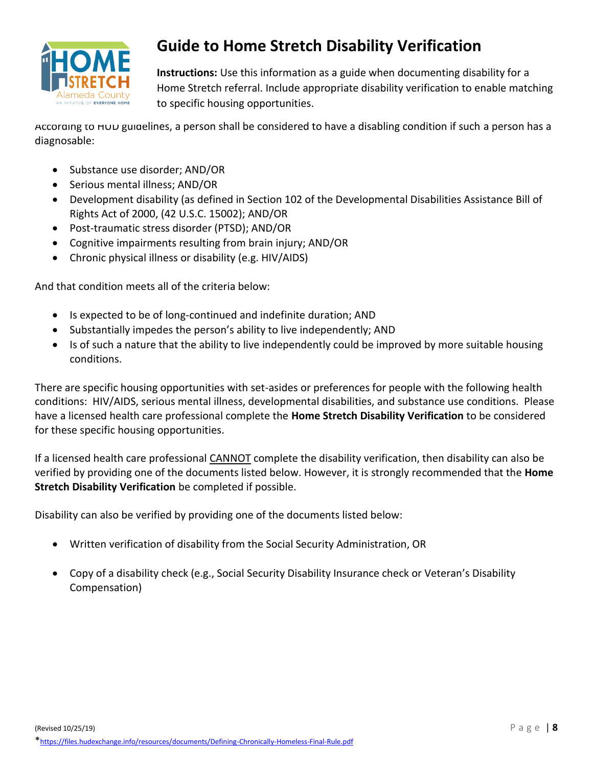# Guide to Home Stretch Disability Verification

**Instructions:** Use this information as a guide when documenting disability for a Home Stretch referral. Include appropriate disability verification to enable matching to specific housing opportunities.

According to HUD guidelines, a person shall be considered to have a disabling condition if such a person has a diagnosable:

- Substance use disorder; AND/OR
- Serious mental illness; AND/OR
- Development disability (as defined in Section 102 of the Developmental Disabilities Assistance Bill of Rights Act of 2000, (42 U.S.C. 15002); AND/OR
- Post-traumatic stress disorder (PTSD); AND/OR
- Cognitive impairments resulting from brain injury; AND/OR
- Chronic physical illness or disability (e.g. HIV/AIDS)

And that condition meets all of the criteria below:

- Is expected to be of long-continued and indefinite duration; AND
- Substantially impedes the person's ability to live independently; AND
- Is of such a nature that the ability to live independently could be improved by more suitable housing conditions.

There are specific housing opportunities with set-asides or preferences for people with the following health conditions: HIV/AIDS, serious mental illness, developmental disabilities, and substance use conditions. Please have a licensed health care professional complete the **Home Stretch Disability Verification** to be considered for these specific housing opportunities.

If a licensed health care professional CANNOT complete the disability verification, then disability can also be verified by providing one of the documents listed below. However, it is strongly recommended that the **Home Stretch Disability Verification** be completed if possible.

Disability can also be verified by providing one of the documents listed below:

- Written verification of disability from the Social Security Administration, OR
- Copy of a disability check (e.g., Social Security Disability Insurance check or Veteran's Disability Compensation)

(Revised 10/25/19)

*https://files.hudexchange.info/resources/documents/Defining-Chronically-Homeless-Final-Rule.pdf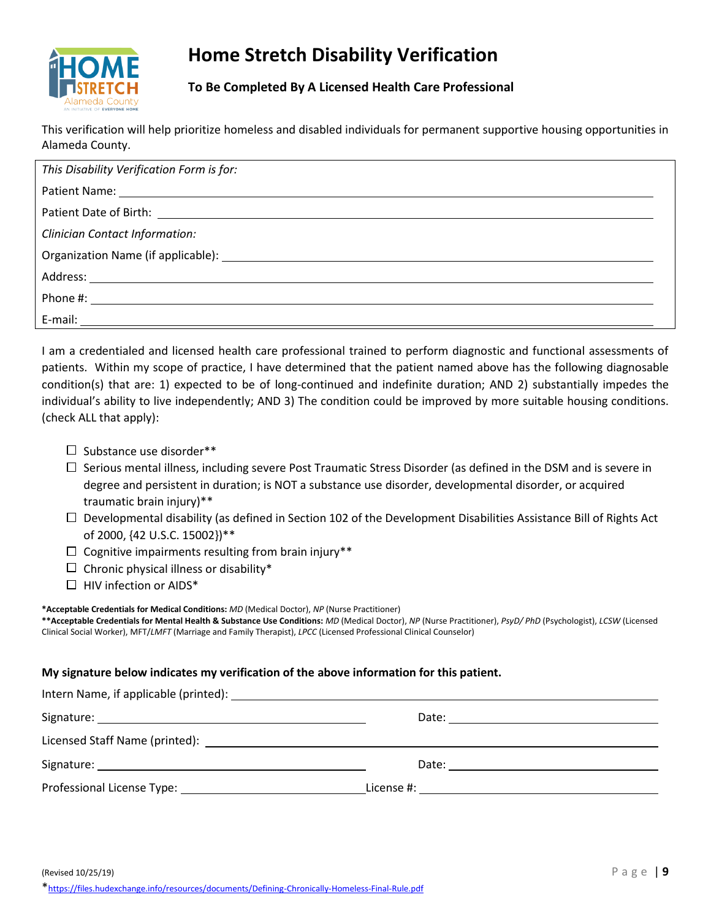# Home Stretch Disability Verification

**To Be Completed By A Licensed Health Care Professional**

This verification will help prioritize homeless and disabled individuals for permanent supportive housing opportunities in Alameda County.

*This Disability Verification Form is for:*

Patient Name: ______________________________

Patient Date of Birth: ______________________________

*Clinician Contact Information:*

Organization Name (if applicable): ______________________________

Address: ______________________________

Phone #: ______________________________

E-mail: ______________________________

I am a credentialed and licensed health care professional trained to perform diagnostic and functional assessments of patients. Within my scope of practice, I have determined that the patient named above has the following diagnosable condition(s) that are: 1) expected to be of long-continued and indefinite duration; AND 2) substantially impedes the individual's ability to live independently; AND 3) The condition could be improved by more suitable housing conditions. (check ALL that apply):

- ☐ Substance use disorder**
- ☐ Serious mental illness, including severe Post Traumatic Stress Disorder (as defined in the DSM and is severe in degree and persistent in duration; is NOT a substance use disorder, developmental disorder, or acquired traumatic brain injury)**
- ☐ Developmental disability (as defined in Section 102 of the Development Disabilities Assistance Bill of Rights Act of 2000, {42 U.S.C. 15002})**
- ☐ Cognitive impairments resulting from brain injury**
- ☐ Chronic physical illness or disability*
- ☐ HIV infection or AIDS*

***Acceptable Credentials for Medical Conditions:** *MD* (Medical Doctor), *NP* (Nurse Practitioner)
****Acceptable Credentials for Mental Health & Substance Use Conditions:** *MD* (Medical Doctor), *NP* (Nurse Practitioner), *PsyD/ PhD* (Psychologist), *LCSW* (Licensed Clinical Social Worker), MFT/*LMFT* (Marriage and Family Therapist), *LPCC* (Licensed Professional Clinical Counselor)

**My signature below indicates my verification of the above information for this patient.**

Intern Name, if applicable (printed): ______________________________

Signature: ______________________________ Date: ______________________________

Licensed Staff Name (printed): ______________________________

Signature: ______________________________ Date: ______________________________

Professional License Type: ______________________________ License #: ______________________________

(Revised 10/25/19)

*https://files.hudexchange.info/resources/documents/Defining-Chronically-Homeless-Final-Rule.pdf